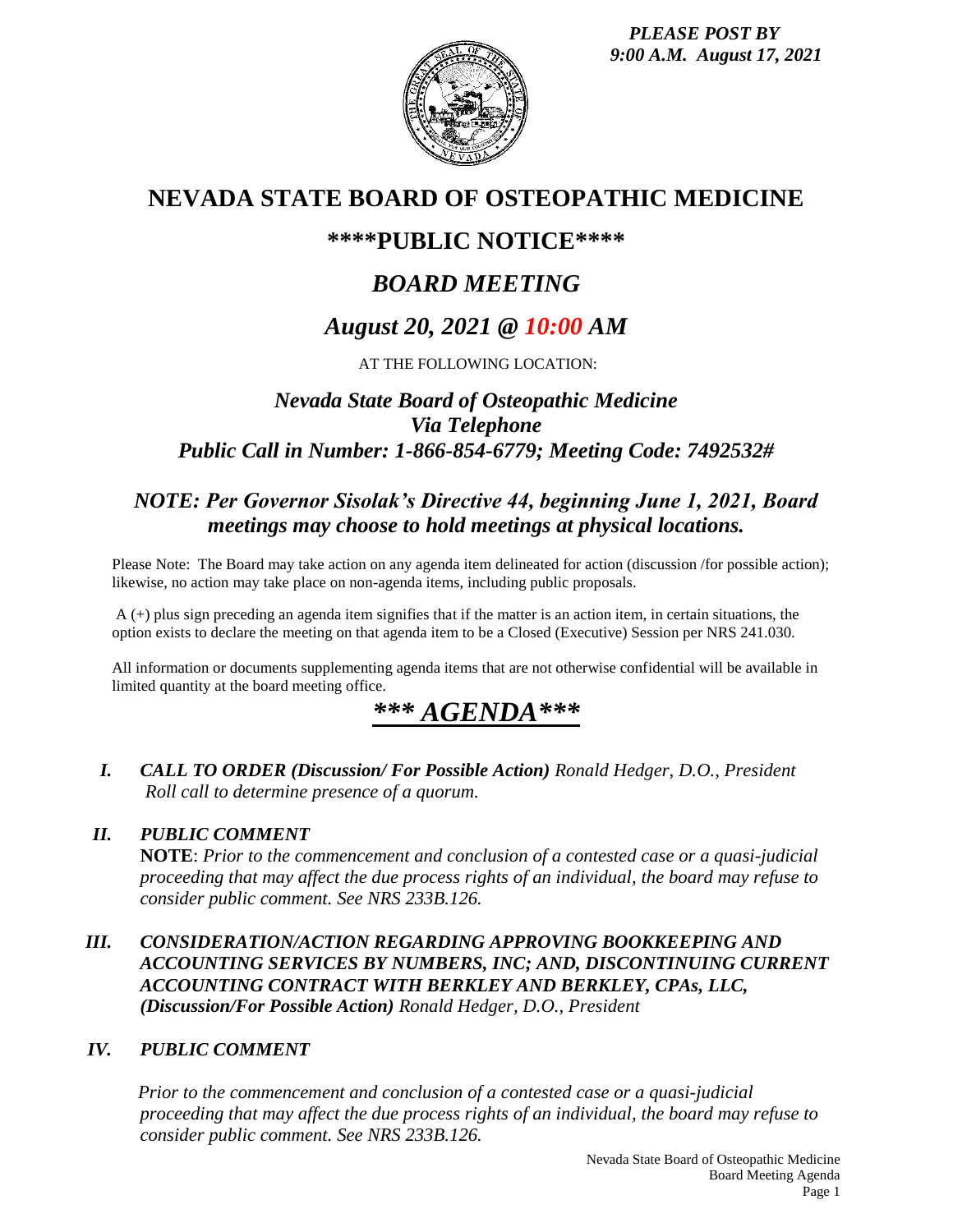*PLEASE POST BY 9:00 A.M. August 17, 2021*

# NEVADA STATE BOARD OF OSTEOPATHIC MEDICINE

## \*\*\*\*PUBLIC NOTICE\*\*\*\*

## *BOARD MEETING*

## *August 20, 2021 @ 10:00 AM*

AT THE FOLLOWING LOCATION:

### *Nevada State Board of Osteopathic Medicine*
### *Via Telephone*
### *Public Call in Number: 1-866-854-6779; Meeting Code: 7492532#*

### *NOTE: Per Governor Sisolak's Directive 44, beginning June 1, 2021, Board meetings may choose to hold meetings at physical locations.*

Please Note: The Board may take action on any agenda item delineated for action (discussion /for possible action); likewise, no action may take place on non-agenda items, including public proposals.

A (+) plus sign preceding an agenda item signifies that if the matter is an action item, in certain situations, the option exists to declare the meeting on that agenda item to be a Closed (Executive) Session per NRS 241.030.

All information or documents supplementing agenda items that are not otherwise confidential will be available in limited quantity at the board meeting office.

## ***\*\*\* AGENDA\*\*\****

**I.** ***CALL TO ORDER (Discussion/ For Possible Action)*** *Ronald Hedger, D.O., President*
*Roll call to determine presence of a quorum.*

**II.** ***PUBLIC COMMENT***
**NOTE**: *Prior to the commencement and conclusion of a contested case or a quasi-judicial proceeding that may affect the due process rights of an individual, the board may refuse to consider public comment. See NRS 233B.126.*

**III.** ***CONSIDERATION/ACTION REGARDING APPROVING BOOKKEEPING AND ACCOUNTING SERVICES BY NUMBERS, INC; AND, DISCONTINUING CURRENT ACCOUNTING CONTRACT WITH BERKLEY AND BERKLEY, CPAs, LLC, (Discussion/For Possible Action)*** *Ronald Hedger, D.O., President*

**IV.** ***PUBLIC COMMENT***

*Prior to the commencement and conclusion of a contested case or a quasi-judicial proceeding that may affect the due process rights of an individual, the board may refuse to consider public comment. See NRS 233B.126.*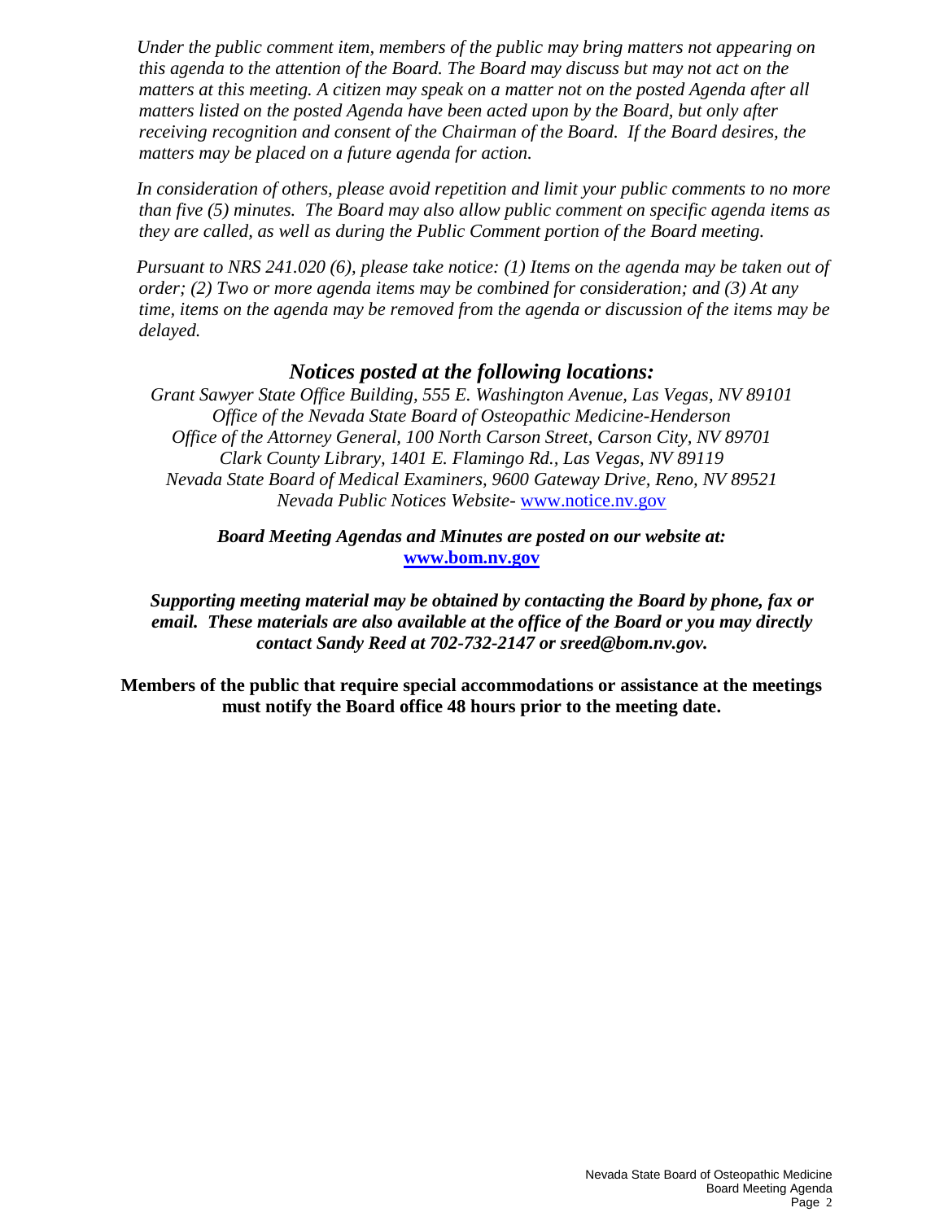*Under the public comment item, members of the public may bring matters not appearing on this agenda to the attention of the Board. The Board may discuss but may not act on the matters at this meeting. A citizen may speak on a matter not on the posted Agenda after all matters listed on the posted Agenda have been acted upon by the Board, but only after receiving recognition and consent of the Chairman of the Board. If the Board desires, the matters may be placed on a future agenda for action.*

*In consideration of others, please avoid repetition and limit your public comments to no more than five (5) minutes. The Board may also allow public comment on specific agenda items as they are called, as well as during the Public Comment portion of the Board meeting.*

*Pursuant to NRS 241.020 (6), please take notice: (1) Items on the agenda may be taken out of order; (2) Two or more agenda items may be combined for consideration; and (3) At any time, items on the agenda may be removed from the agenda or discussion of the items may be delayed.*

### *Notices posted at the following locations:*

*Grant Sawyer State Office Building, 555 E. Washington Avenue, Las Vegas, NV 89101*
*Office of the Nevada State Board of Osteopathic Medicine-Henderson*
*Office of the Attorney General, 100 North Carson Street, Carson City, NV 89701*
*Clark County Library, 1401 E. Flamingo Rd., Las Vegas, NV 89119*
*Nevada State Board of Medical Examiners, 9600 Gateway Drive, Reno, NV 89521*
*Nevada Public Notices Website-* www.notice.nv.gov

***Board Meeting Agendas and Minutes are posted on our website at:***
**www.bom.nv.gov**

***Supporting meeting material may be obtained by contacting the Board by phone, fax or email. These materials are also available at the office of the Board or you may directly contact Sandy Reed at 702-732-2147 or sreed@bom.nv.gov.***

**Members of the public that require special accommodations or assistance at the meetings must notify the Board office 48 hours prior to the meeting date.**